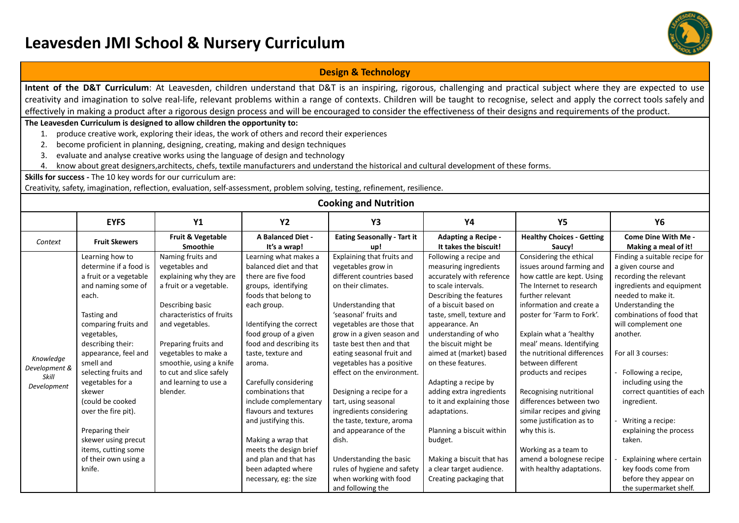# Leavesden JMI School & Nursery Curriculum

## Design & Technology

**Intent of the D&T Curriculum**: At Leavesden, children understand that D&T is an inspiring, rigorous, challenging and practical subject where they are expected to use creativity and imagination to solve real-life, relevant problems within a range of contexts. Children will be taught to recognise, select and apply the correct tools safely and effectively in making a product after a rigorous design process and will be encouraged to consider the effectiveness of their designs and requirements of the product.

**The Leavesden Curriculum is designed to allow children the opportunity to:**

1. produce creative work, exploring their ideas, the work of others and record their experiences
2. become proficient in planning, designing, creating, making and design techniques
3. evaluate and analyse creative works using the language of design and technology
4. know about great designers,architects, chefs, textile manufacturers and understand the historical and cultural development of these forms.

**Skills for success -** The 10 key words for our curriculum are:

Creativity, safety, imagination, reflection, evaluation, self-assessment, problem solving, testing, refinement, resilience.

### Cooking and Nutrition

| | EYFS | Y1 | Y2 | Y3 | Y4 | Y5 | Y6 |
|---|---|---|---|---|---|---|---|
| *Context* | **Fruit Skewers** | **Fruit & Vegetable Smoothie** | **A Balanced Diet - It's a wrap!** | **Eating Seasonally - Tart it up!** | **Adapting a Recipe - It takes the biscuit!** | **Healthy Choices - Getting Saucy!** | **Come Dine With Me - Making a meal of it!** |
| *Knowledge Development & Skill Development* | Learning how to determine if a food is a fruit or a vegetable and naming some of each.<br><br>Tasting and comparing fruits and vegetables, describing their: appearance, feel and smell and selecting fruits and vegetables for a skewer (could be cooked over the fire pit).<br><br>Preparing their skewer using precut items, cutting some of their own using a knife. | Naming fruits and vegetables and explaining why they are a fruit or a vegetable.<br><br>Describing basic characteristics of fruits and vegetables.<br><br>Preparing fruits and vegetables to make a smoothie, using a knife to cut and slice safely and learning to use a blender. | Learning what makes a balanced diet and that there are five food groups, identifying foods that belong to each group.<br><br>Identifying the correct food group of a given food and describing its taste, texture and aroma.<br><br>Carefully considering combinations that include complementary flavours and textures and justifying this.<br><br>Making a wrap that meets the design brief and plan and that has been adapted where necessary, eg: the size | Explaining that fruits and vegetables grow in different countries based on their climates.<br><br>Understanding that 'seasonal' fruits and vegetables are those that grow in a given season and taste best then and that eating seasonal fruit and vegetables has a positive effect on the environment.<br><br>Designing a recipe for a tart, using seasonal ingredients considering the taste, texture, aroma and appearance of the dish.<br><br>Understanding the basic rules of hygiene and safety when working with food and following the | Following a recipe and measuring ingredients accurately with reference to scale intervals.<br>Describing the features of a biscuit based on taste, smell, texture and appearance. An understanding of who the biscuit might be aimed at (market) based on these features.<br><br>Adapting a recipe by adding extra ingredients to it and explaining those adaptations.<br><br>Planning a biscuit within budget.<br><br>Making a biscuit that has a clear target audience. Creating packaging that | Considering the ethical issues around farming and how cattle are kept. Using The Internet to research further relevant information and create a poster for 'Farm to Fork'.<br><br>Explain what a 'healthy meal' means. Identifying the nutritional differences between different products and recipes<br><br>Recognising nutritional differences between two similar recipes and giving some justification as to why this is.<br><br>Working as a team to amend a bolognese recipe with healthy adaptations. | Finding a suitable recipe for a given course and recording the relevant ingredients and equipment needed to make it.<br>Understanding the combinations of food that will complement one another.<br><br>For all 3 courses:<br><br>- Following a recipe, including using the correct quantities of each ingredient.<br>- Writing a recipe: explaining the process taken.<br>- Explaining where certain key foods come from before they appear on the supermarket shelf. |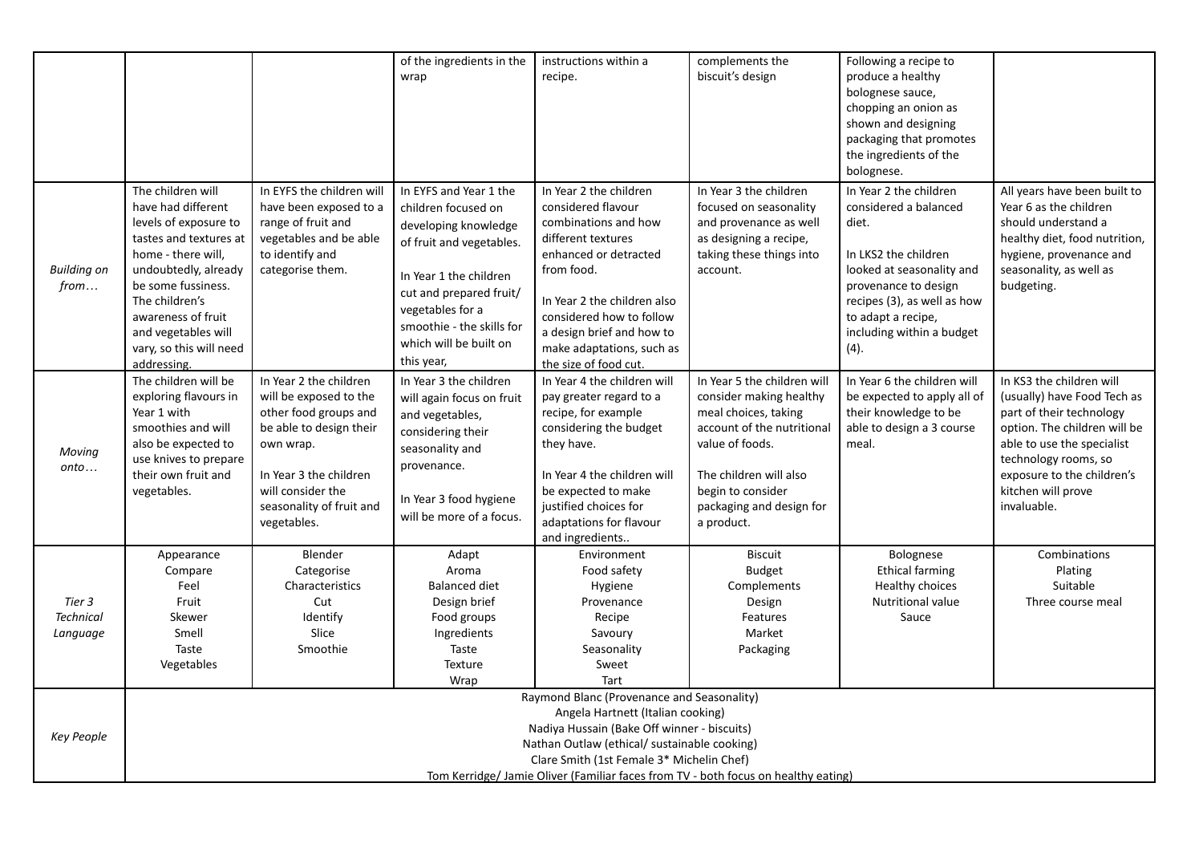| | | | | | | | |
|---|---|---|---|---|---|---|---|
| | | | of the ingredients in the wrap | instructions within a recipe. | complements the biscuit's design | Following a recipe to produce a healthy bolognese sauce, chopping an onion as shown and designing packaging that promotes the ingredients of the bolognese. | |
| *Building on from…* | The children will have had different levels of exposure to tastes and textures at home - there will, undoubtedly, already be some fussiness. The children's awareness of fruit and vegetables will vary, so this will need addressing. | In EYFS the children will have been exposed to a range of fruit and vegetables and be able to identify and categorise them. | In EYFS and Year 1 the children focused on developing knowledge of fruit and vegetables.<br><br>In Year 1 the children cut and prepared fruit/ vegetables for a smoothie - the skills for which will be built on this year, | In Year 2 the children considered flavour combinations and how different textures enhanced or detracted from food.<br><br>In Year 2 the children also considered how to follow a design brief and how to make adaptations, such as the size of food cut. | In Year 3 the children focused on seasonality and provenance as well as designing a recipe, taking these things into account. | In Year 2 the children considered a balanced diet.<br><br>In LKS2 the children looked at seasonality and provenance to design recipes (3), as well as how to adapt a recipe, including within a budget (4). | All years have been built to Year 6 as the children should understand a healthy diet, food nutrition, hygiene, provenance and seasonality, as well as budgeting. |
| *Moving onto…* | The children will be exploring flavours in Year 1 with smoothies and will also be expected to use knives to prepare their own fruit and vegetables. | In Year 2 the children will be exposed to the other food groups and be able to design their own wrap.<br><br>In Year 3 the children will consider the seasonality of fruit and vegetables. | In Year 3 the children will again focus on fruit and vegetables, considering their seasonality and provenance.<br><br>In Year 3 food hygiene will be more of a focus. | In Year 4 the children will pay greater regard to a recipe, for example considering the budget they have.<br><br>In Year 4 the children will be expected to make justified choices for adaptations for flavour and ingredients.. | In Year 5 the children will consider making healthy meal choices, taking account of the nutritional value of foods.<br><br>The children will also begin to consider packaging and design for a product. | In Year 6 the children will be expected to apply all of their knowledge to be able to design a 3 course meal. | In KS3 the children will (usually) have Food Tech as part of their technology option. The children will be able to use the specialist technology rooms, so exposure to the children's kitchen will prove invaluable. |
| *Tier 3 Technical Language* | Appearance<br>Compare<br>Feel<br>Fruit<br>Skewer<br>Smell<br>Taste<br>Vegetables | Blender<br>Categorise<br>Characteristics<br>Cut<br>Identify<br>Slice<br>Smoothie | Adapt<br>Aroma<br>Balanced diet<br>Design brief<br>Food groups<br>Ingredients<br>Taste<br>Texture<br>Wrap | Environment<br>Food safety<br>Hygiene<br>Provenance<br>Recipe<br>Savoury<br>Seasonality<br>Sweet<br>Tart | Biscuit<br>Budget<br>Complements<br>Design<br>Features<br>Market<br>Packaging | Bolognese<br>Ethical farming<br>Healthy choices<br>Nutritional value<br>Sauce | Combinations<br>Plating<br>Suitable<br>Three course meal |
| *Key People* | Raymond Blanc (Provenance and Seasonality)<br>Angela Hartnett (Italian cooking)<br>Nadiya Hussain (Bake Off winner - biscuits)<br>Nathan Outlaw (ethical/ sustainable cooking)<br>Clare Smith (1st Female 3* Michelin Chef)<br>Tom Kerridge/ Jamie Oliver (Familiar faces from TV - both focus on healthy eating) | | | | | | |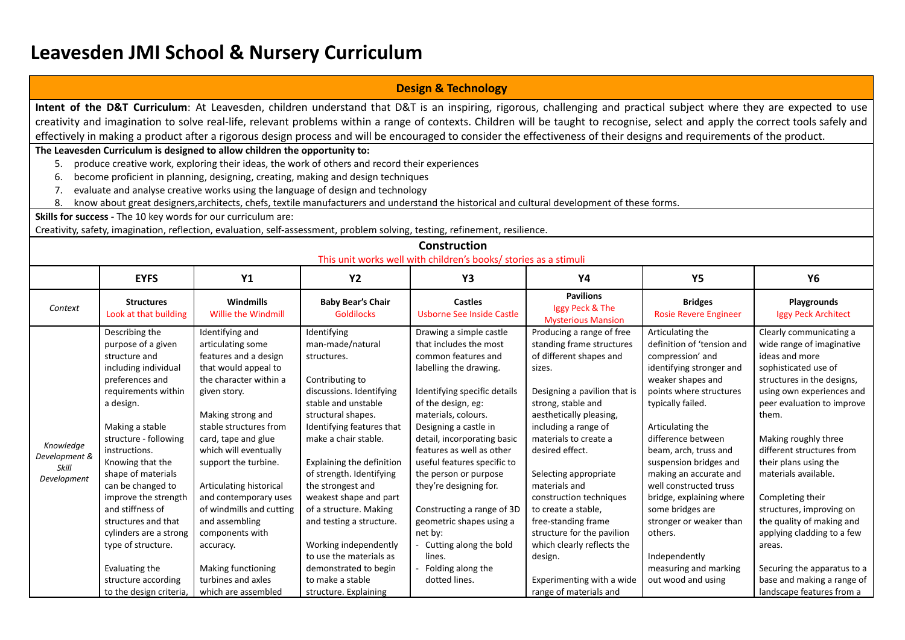# Leavesden JMI School & Nursery Curriculum

## Design & Technology

**Intent of the D&T Curriculum**: At Leavesden, children understand that D&T is an inspiring, rigorous, challenging and practical subject where they are expected to use creativity and imagination to solve real-life, relevant problems within a range of contexts. Children will be taught to recognise, select and apply the correct tools safely and effectively in making a product after a rigorous design process and will be encouraged to consider the effectiveness of their designs and requirements of the product.

**The Leavesden Curriculum is designed to allow children the opportunity to:**

5. produce creative work, exploring their ideas, the work of others and record their experiences
6. become proficient in planning, designing, creating, making and design techniques
7. evaluate and analyse creative works using the language of design and technology
8. know about great designers,architects, chefs, textile manufacturers and understand the historical and cultural development of these forms.

**Skills for success -** The 10 key words for our curriculum are:

Creativity, safety, imagination, reflection, evaluation, self-assessment, problem solving, testing, refinement, resilience.

### Construction

This unit works well with children's books/ stories as a stimuli

| | EYFS | Y1 | Y2 | Y3 | Y4 | Y5 | Y6 |
|---|---|---|---|---|---|---|---|
| *Context* | **Structures** Look at that building | **Windmills** Willie the Windmill | **Baby Bear's Chair** Goldilocks | **Castles** Usborne See Inside Castle | **Pavilions** Iggy Peck & The Mysterious Mansion | **Bridges** Rosie Revere Engineer | **Playgrounds** Iggy Peck Architect |
| *Knowledge Development & Skill Development* | Describing the purpose of a given structure and including individual preferences and requirements within a design.<br><br>Making a stable structure - following instructions.<br>Knowing that the shape of materials can be changed to improve the strength and stiffness of structures and that cylinders are a strong type of structure.<br><br>Evaluating the structure according to the design criteria, | Identifying and articulating some features and a design that would appeal to the character within a given story.<br><br>Making strong and stable structures from card, tape and glue which will eventually support the turbine.<br><br>Articulating historical and contemporary uses of windmills and cutting and assembling components with accuracy.<br><br>Making functioning turbines and axles which are assembled | Identifying man-made/natural structures.<br><br>Contributing to discussions. Identifying stable and unstable structural shapes.<br>Identifying features that make a chair stable.<br><br>Explaining the definition of strength. Identifying the strongest and weakest shape and part of a structure. Making and testing a structure.<br><br>Working independently to use the materials as demonstrated to begin to make a stable structure. Explaining | Drawing a simple castle that includes the most common features and labelling the drawing.<br><br>Identifying specific details of the design, eg: materials, colours.<br>Designing a castle in detail, incorporating basic features as well as other useful features specific to the person or purpose they're designing for.<br><br>Constructing a range of 3D geometric shapes using a net by:<br>- Cutting along the bold lines.<br>- Folding along the dotted lines. | Producing a range of free standing frame structures of different shapes and sizes.<br><br>Designing a pavilion that is strong, stable and aesthetically pleasing, including a range of materials to create a desired effect.<br><br>Selecting appropriate materials and construction techniques to create a stable, free-standing frame structure for the pavilion which clearly reflects the design.<br><br>Experimenting with a wide range of materials and | Articulating the definition of 'tension and compression' and identifying stronger and weaker shapes and points where structures typically failed.<br><br>Articulating the difference between beam, arch, truss and suspension bridges and making an accurate and well constructed truss bridge, explaining where some bridges are stronger or weaker than others.<br><br>Independently measuring and marking out wood and using | Clearly communicating a wide range of imaginative ideas and more sophisticated use of structures in the designs, using own experiences and peer evaluation to improve them.<br><br>Making roughly three different structures from their plans using the materials available.<br><br>Completing their structures, improving on the quality of making and applying cladding to a few areas.<br><br>Securing the apparatus to a base and making a range of landscape features from a |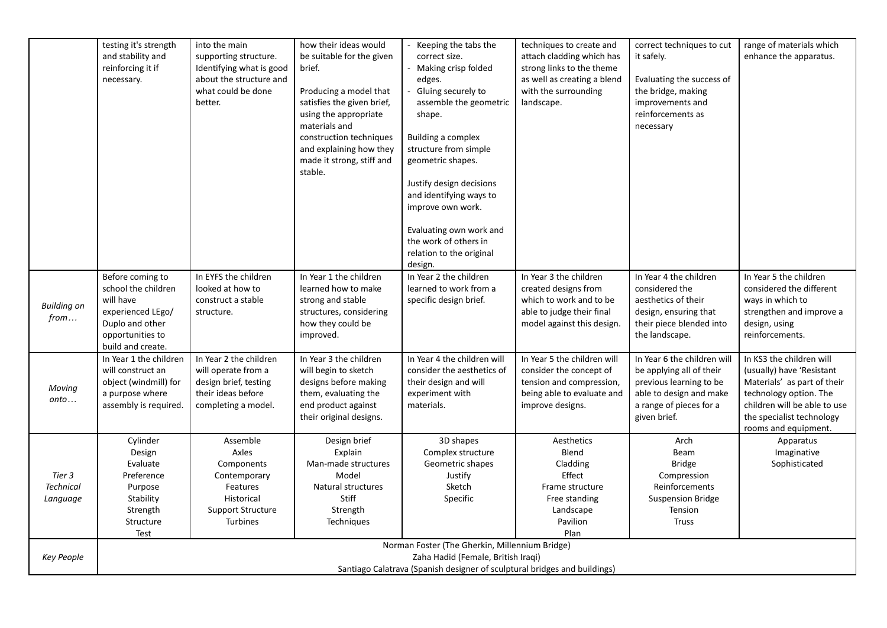| | | | | | | | |
|---|---|---|---|---|---|---|---|
| | testing it's strength and stability and reinforcing it if necessary. | into the main supporting structure. Identifying what is good about the structure and what could be done better. | how their ideas would be suitable for the given brief.<br><br>Producing a model that satisfies the given brief, using the appropriate materials and construction techniques and explaining how they made it strong, stiff and stable. | - Keeping the tabs the correct size.<br>- Making crisp folded edges.<br>- Gluing securely to assemble the geometric shape.<br><br>Building a complex structure from simple geometric shapes.<br><br>Justify design decisions and identifying ways to improve own work.<br><br>Evaluating own work and the work of others in relation to the original design. | techniques to create and attach cladding which has strong links to the theme as well as creating a blend with the surrounding landscape. | correct techniques to cut it safely.<br><br>Evaluating the success of the bridge, making improvements and reinforcements as necessary | range of materials which enhance the apparatus. |
| *Building on from…* | Before coming to school the children will have experienced LEgo/ Duplo and other opportunities to build and create. | In EYFS the children looked at how to construct a stable structure. | In Year 1 the children learned how to make strong and stable structures, considering how they could be improved. | In Year 2 the children learned to work from a specific design brief. | In Year 3 the children created designs from which to work and to be able to judge their final model against this design. | In Year 4 the children considered the aesthetics of their design, ensuring that their piece blended into the landscape. | In Year 5 the children considered the different ways in which to strengthen and improve a design, using reinforcements. |
| *Moving onto…* | In Year 1 the children will construct an object (windmill) for a purpose where assembly is required. | In Year 2 the children will operate from a design brief, testing their ideas before completing a model. | In Year 3 the children will begin to sketch designs before making them, evaluating the end product against their original designs. | In Year 4 the children will consider the aesthetics of their design and will experiment with materials. | In Year 5 the children will consider the concept of tension and compression, being able to evaluate and improve designs. | In Year 6 the children will be applying all of their previous learning to be able to design and make a range of pieces for a given brief. | In KS3 the children will (usually) have 'Resistant Materials' as part of their technology option. The children will be able to use the specialist technology rooms and equipment. |
| *Tier 3 Technical Language* | Cylinder<br>Design<br>Evaluate<br>Preference<br>Purpose<br>Stability<br>Strength<br>Structure<br>Test | Assemble<br>Axles<br>Components<br>Contemporary<br>Features<br>Historical<br>Support Structure<br>Turbines | Design brief<br>Explain<br>Man-made structures<br>Model<br>Natural structures<br>Stiff<br>Strength<br>Techniques | 3D shapes<br>Complex structure<br>Geometric shapes<br>Justify<br>Sketch<br>Specific | Aesthetics<br>Blend<br>Cladding<br>Effect<br>Frame structure<br>Free standing<br>Landscape<br>Pavilion<br>Plan | Arch<br>Beam<br>Bridge<br>Compression<br>Reinforcements<br>Suspension Bridge<br>Tension<br>Truss | Apparatus<br>Imaginative<br>Sophisticated |
| *Key People* | Norman Foster (The Gherkin, Millennium Bridge)<br>Zaha Hadid (Female, British Iraqi)<br>Santiago Calatrava (Spanish designer of sculptural bridges and buildings) | | | | | | |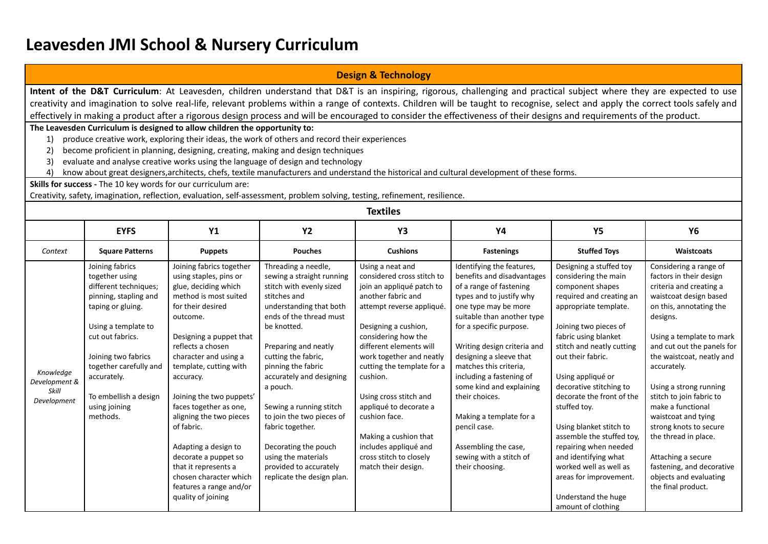# Leavesden JMI School & Nursery Curriculum

## Design & Technology

**Intent of the D&T Curriculum**: At Leavesden, children understand that D&T is an inspiring, rigorous, challenging and practical subject where they are expected to use creativity and imagination to solve real-life, relevant problems within a range of contexts. Children will be taught to recognise, select and apply the correct tools safely and effectively in making a product after a rigorous design process and will be encouraged to consider the effectiveness of their designs and requirements of the product.

**The Leavesden Curriculum is designed to allow children the opportunity to:**

1) produce creative work, exploring their ideas, the work of others and record their experiences
2) become proficient in planning, designing, creating, making and design techniques
3) evaluate and analyse creative works using the language of design and technology
4) know about great designers,architects, chefs, textile manufacturers and understand the historical and cultural development of these forms.

**Skills for success -** The 10 key words for our curriculum are:
Creativity, safety, imagination, reflection, evaluation, self-assessment, problem solving, testing, refinement, resilience.

### Textiles

| | EYFS | Y1 | Y2 | Y3 | Y4 | Y5 | Y6 |
|---|---|---|---|---|---|---|---|
| *Context* | **Square Patterns** | **Puppets** | **Pouches** | **Cushions** | **Fastenings** | **Stuffed Toys** | **Waistcoats** |
| *Knowledge Development & Skill Development* | Joining fabrics together using different techniques; pinning, stapling and taping or gluing.<br><br>Using a template to cut out fabrics.<br><br>Joining two fabrics together carefully and accurately.<br><br>To embellish a design using joining methods. | Joining fabrics together using staples, pins or glue, deciding which method is most suited for their desired outcome.<br><br>Designing a puppet that reflects a chosen character and using a template, cutting with accuracy.<br><br>Joining the two puppets' faces together as one, aligning the two pieces of fabric.<br><br>Adapting a design to decorate a puppet so that it represents a chosen character which features a range and/or quality of joining | Threading a needle, sewing a straight running stitch with evenly sized stitches and understanding that both ends of the thread must be knotted.<br><br>Preparing and neatly cutting the fabric, pinning the fabric accurately and designing a pouch.<br><br>Sewing a running stitch to join the two pieces of fabric together.<br><br>Decorating the pouch using the materials provided to accurately replicate the design plan. | Using a neat and considered cross stitch to join an appliqué patch to another fabric and attempt reverse appliqué.<br><br>Designing a cushion, considering how the different elements will work together and neatly cutting the template for a cushion.<br><br>Using cross stitch and appliqué to decorate a cushion face.<br><br>Making a cushion that includes appliqué and cross stitch to closely match their design. | Identifying the features, benefits and disadvantages of a range of fastening types and to justify why one type may be more suitable than another type for a specific purpose.<br><br>Writing design criteria and designing a sleeve that matches this criteria, including a fastening of some kind and explaining their choices.<br><br>Making a template for a pencil case.<br><br>Assembling the case, sewing with a stitch of their choosing. | Designing a stuffed toy considering the main component shapes required and creating an appropriate template.<br><br>Joining two pieces of fabric using blanket stitch and neatly cutting out their fabric.<br><br>Using appliqué or decorative stitching to decorate the front of the stuffed toy.<br><br>Using blanket stitch to assemble the stuffed toy, repairing when needed and identifying what worked well as well as areas for improvement.<br><br>Understand the huge amount of clothing | Considering a range of factors in their design criteria and creating a waistcoat design based on this, annotating the designs.<br><br>Using a template to mark and cut out the panels for the waistcoat, neatly and accurately.<br><br>Using a strong running stitch to join fabric to make a functional waistcoat and tying strong knots to secure the thread in place.<br><br>Attaching a secure fastening, and decorative objects and evaluating the final product. |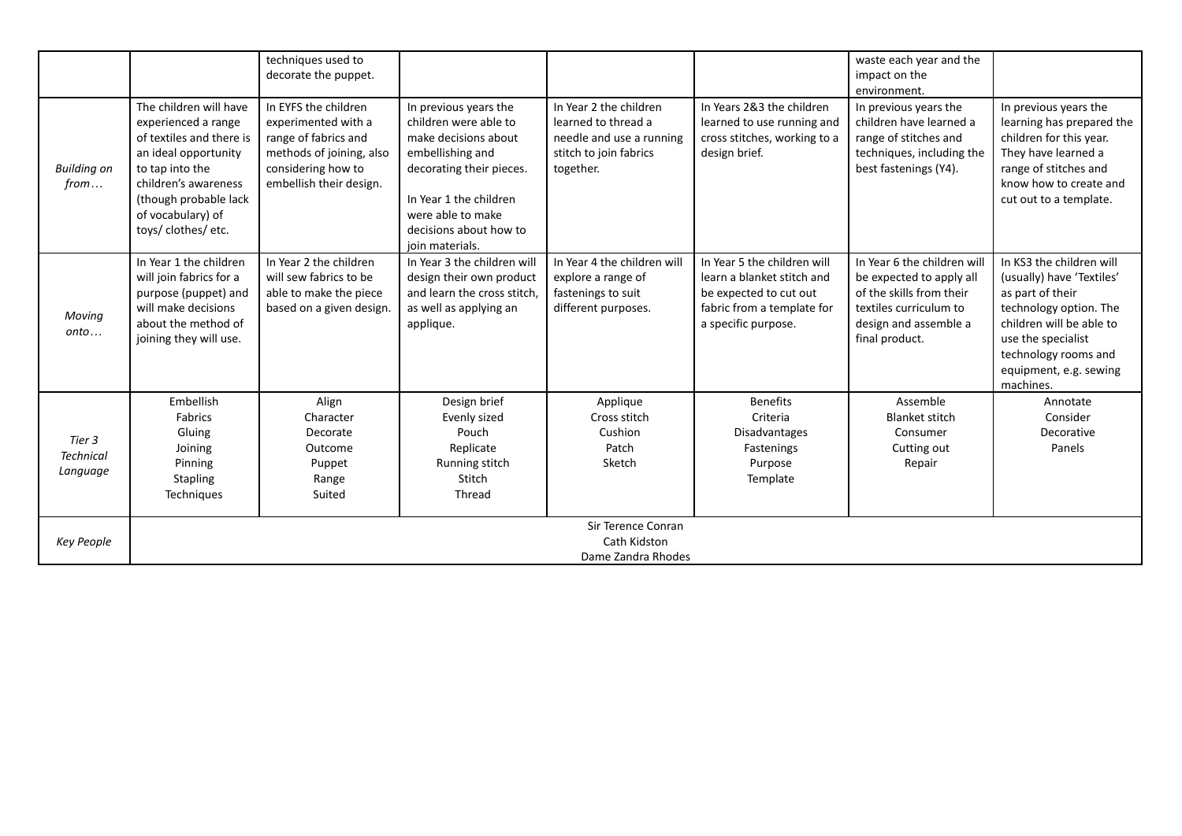| | | | | | | | |
|---|---|---|---|---|---|---|---|
| | | techniques used to decorate the puppet. | | | | waste each year and the impact on the environment. | |
| *Building on from…* | The children will have experienced a range of textiles and there is an ideal opportunity to tap into the children's awareness (though probable lack of vocabulary) of toys/ clothes/ etc. | In EYFS the children experimented with a range of fabrics and methods of joining, also considering how to embellish their design. | In previous years the children were able to make decisions about embellishing and decorating their pieces.<br><br>In Year 1 the children were able to make decisions about how to join materials. | In Year 2 the children learned to thread a needle and use a running stitch to join fabrics together. | In Years 2&3 the children learned to use running and cross stitches, working to a design brief. | In previous years the children have learned a range of stitches and techniques, including the best fastenings (Y4). | In previous years the learning has prepared the children for this year. They have learned a range of stitches and know how to create and cut out to a template. |
| *Moving onto…* | In Year 1 the children will join fabrics for a purpose (puppet) and will make decisions about the method of joining they will use. | In Year 2 the children will sew fabrics to be able to make the piece based on a given design. | In Year 3 the children will design their own product and learn the cross stitch, as well as applying an applique. | In Year 4 the children will explore a range of fastenings to suit different purposes. | In Year 5 the children will learn a blanket stitch and be expected to cut out fabric from a template for a specific purpose. | In Year 6 the children will be expected to apply all of the skills from their textiles curriculum to design and assemble a final product. | In KS3 the children will (usually) have 'Textiles' as part of their technology option. The children will be able to use the specialist technology rooms and equipment, e.g. sewing machines. |
| *Tier 3 Technical Language* | Embellish<br>Fabrics<br>Gluing<br>Joining<br>Pinning<br>Stapling<br>Techniques | Align<br>Character<br>Decorate<br>Outcome<br>Puppet<br>Range<br>Suited | Design brief<br>Evenly sized<br>Pouch<br>Replicate<br>Running stitch<br>Stitch<br>Thread | Applique<br>Cross stitch<br>Cushion<br>Patch<br>Sketch | Benefits<br>Criteria<br>Disadvantages<br>Fastenings<br>Purpose<br>Template | Assemble<br>Blanket stitch<br>Consumer<br>Cutting out<br>Repair | Annotate<br>Consider<br>Decorative<br>Panels |
| *Key People* | Sir Terence Conran<br>Cath Kidston<br>Dame Zandra Rhodes | | | | | | |